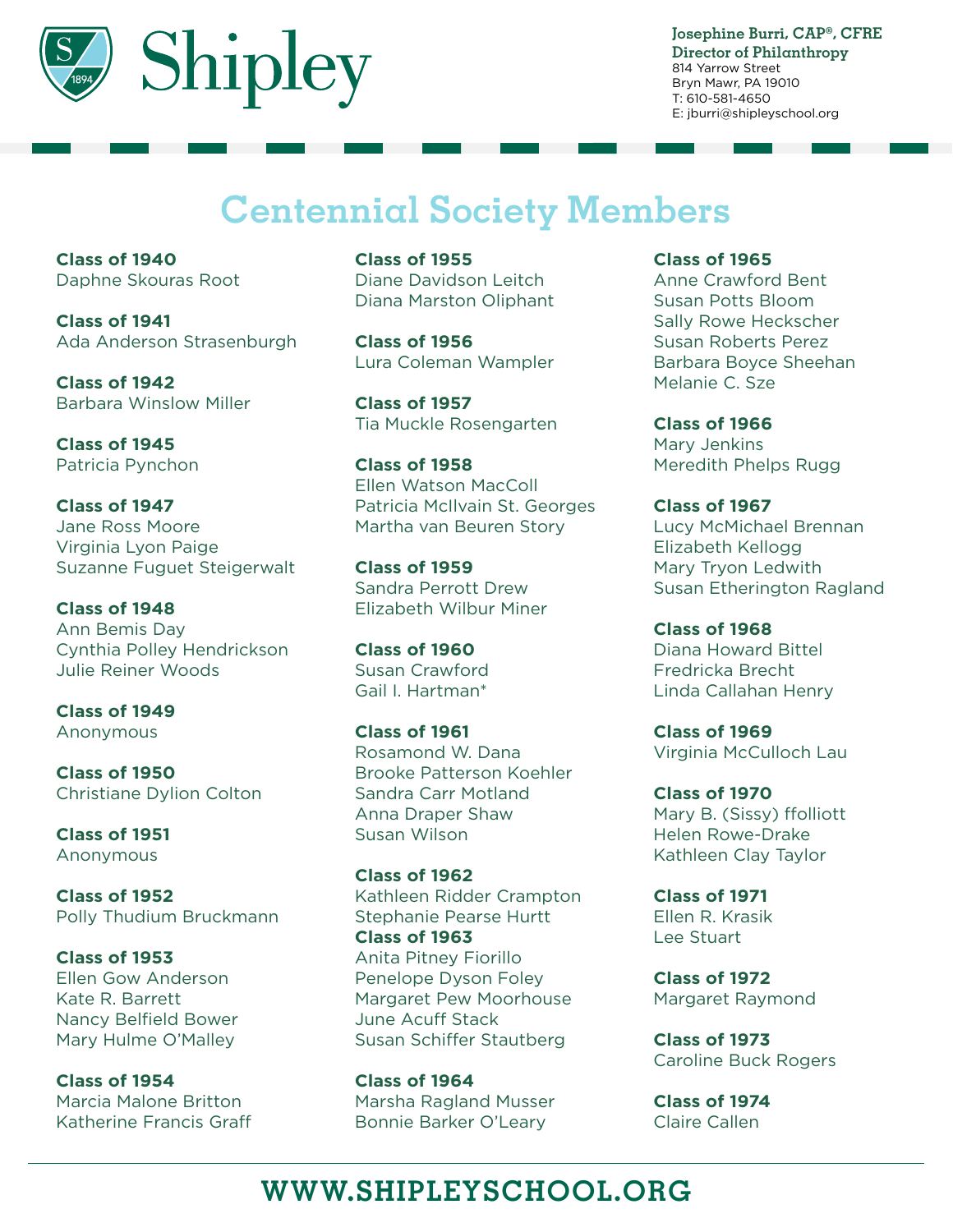Shipley

**Josephine Burri, CAP®, CFRE**
**Director of Philanthropy**
814 Yarrow Street
Bryn Mawr, PA 19010
T: 610-581-4650
E: jburri@shipleyschool.org

# Centennial Society Members

**Class of 1940**
Daphne Skouras Root

**Class of 1941**
Ada Anderson Strasenburgh

**Class of 1942**
Barbara Winslow Miller

**Class of 1945**
Patricia Pynchon

**Class of 1947**
Jane Ross Moore
Virginia Lyon Paige
Suzanne Fuguet Steigerwalt

**Class of 1948**
Ann Bemis Day
Cynthia Polley Hendrickson
Julie Reiner Woods

**Class of 1949**
Anonymous

**Class of 1950**
Christiane Dylion Colton

**Class of 1951**
Anonymous

**Class of 1952**
Polly Thudium Bruckmann

**Class of 1953**
Ellen Gow Anderson
Kate R. Barrett
Nancy Belfield Bower
Mary Hulme O'Malley

**Class of 1954**
Marcia Malone Britton
Katherine Francis Graff

**Class of 1955**
Diane Davidson Leitch
Diana Marston Oliphant

**Class of 1956**
Lura Coleman Wampler

**Class of 1957**
Tia Muckle Rosengarten

**Class of 1958**
Ellen Watson MacColl
Patricia McIlvain St. Georges
Martha van Beuren Story

**Class of 1959**
Sandra Perrott Drew
Elizabeth Wilbur Miner

**Class of 1960**
Susan Crawford
Gail I. Hartman*

**Class of 1961**
Rosamond W. Dana
Brooke Patterson Koehler
Sandra Carr Motland
Anna Draper Shaw
Susan Wilson

**Class of 1962**
Kathleen Ridder Crampton
Stephanie Pearse Hurtt

**Class of 1963**
Anita Pitney Fiorillo
Penelope Dyson Foley
Margaret Pew Moorhouse
June Acuff Stack
Susan Schiffer Stautberg

**Class of 1964**
Marsha Ragland Musser
Bonnie Barker O'Leary

**Class of 1965**
Anne Crawford Bent
Susan Potts Bloom
Sally Rowe Heckscher
Susan Roberts Perez
Barbara Boyce Sheehan
Melanie C. Sze

**Class of 1966**
Mary Jenkins
Meredith Phelps Rugg

**Class of 1967**
Lucy McMichael Brennan
Elizabeth Kellogg
Mary Tryon Ledwith
Susan Etherington Ragland

**Class of 1968**
Diana Howard Bittel
Fredricka Brecht
Linda Callahan Henry

**Class of 1969**
Virginia McCulloch Lau

**Class of 1970**
Mary B. (Sissy) ffolliott
Helen Rowe-Drake
Kathleen Clay Taylor

**Class of 1971**
Ellen R. Krasik
Lee Stuart

**Class of 1972**
Margaret Raymond

**Class of 1973**
Caroline Buck Rogers

**Class of 1974**
Claire Callen

**WWW.SHIPLEYSCHOOL.ORG**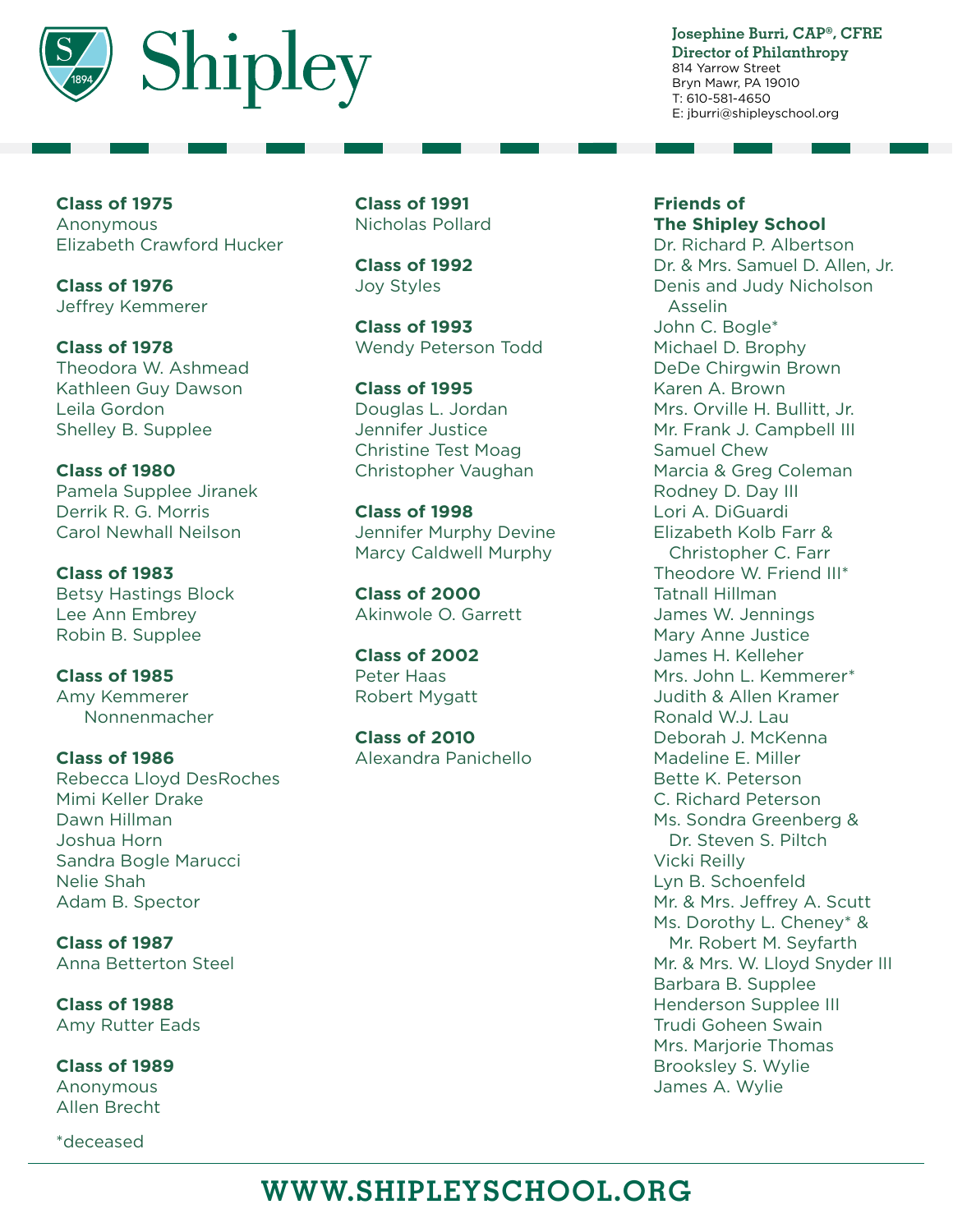Shipley

**Josephine Burri, CAP®, CFRE**
**Director of Philanthropy**
814 Yarrow Street
Bryn Mawr, PA 19010
T: 610-581-4650
E: jburri@shipleyschool.org

**Class of 1975**
Anonymous
Elizabeth Crawford Hucker

**Class of 1976**
Jeffrey Kemmerer

**Class of 1978**
Theodora W. Ashmead
Kathleen Guy Dawson
Leila Gordon
Shelley B. Supplee

**Class of 1980**
Pamela Supplee Jiranek
Derrik R. G. Morris
Carol Newhall Neilson

**Class of 1983**
Betsy Hastings Block
Lee Ann Embrey
Robin B. Supplee

**Class of 1985**
Amy Kemmerer Nonnenmacher

**Class of 1986**
Rebecca Lloyd DesRoches
Mimi Keller Drake
Dawn Hillman
Joshua Horn
Sandra Bogle Marucci
Nelie Shah
Adam B. Spector

**Class of 1987**
Anna Betterton Steel

**Class of 1988**
Amy Rutter Eads

**Class of 1989**
Anonymous
Allen Brecht

**Class of 1991**
Nicholas Pollard

**Class of 1992**
Joy Styles

**Class of 1993**
Wendy Peterson Todd

**Class of 1995**
Douglas L. Jordan
Jennifer Justice
Christine Test Moag
Christopher Vaughan

**Class of 1998**
Jennifer Murphy Devine
Marcy Caldwell Murphy

**Class of 2000**
Akinwole O. Garrett

**Class of 2002**
Peter Haas
Robert Mygatt

**Class of 2010**
Alexandra Panichello

**Friends of The Shipley School**
Dr. Richard P. Albertson
Dr. & Mrs. Samuel D. Allen, Jr.
Denis and Judy Nicholson Asselin
John C. Bogle*
Michael D. Brophy
DeDe Chirgwin Brown
Karen A. Brown
Mrs. Orville H. Bullitt, Jr.
Mr. Frank J. Campbell III
Samuel Chew
Marcia & Greg Coleman
Rodney D. Day III
Lori A. DiGuardi
Elizabeth Kolb Farr & Christopher C. Farr
Theodore W. Friend III*
Tatnall Hillman
James W. Jennings
Mary Anne Justice
James H. Kelleher
Mrs. John L. Kemmerer*
Judith & Allen Kramer
Ronald W.J. Lau
Deborah J. McKenna
Madeline E. Miller
Bette K. Peterson
C. Richard Peterson
Ms. Sondra Greenberg & Dr. Steven S. Piltch
Vicki Reilly
Lyn B. Schoenfeld
Mr. & Mrs. Jeffrey A. Scutt
Ms. Dorothy L. Cheney* & Mr. Robert M. Seyfarth
Mr. & Mrs. W. Lloyd Snyder III
Barbara B. Supplee
Henderson Supplee III
Trudi Goheen Swain
Mrs. Marjorie Thomas
Brooksley S. Wylie
James A. Wylie

*deceased

**WWW.SHIPLEYSCHOOL.ORG**